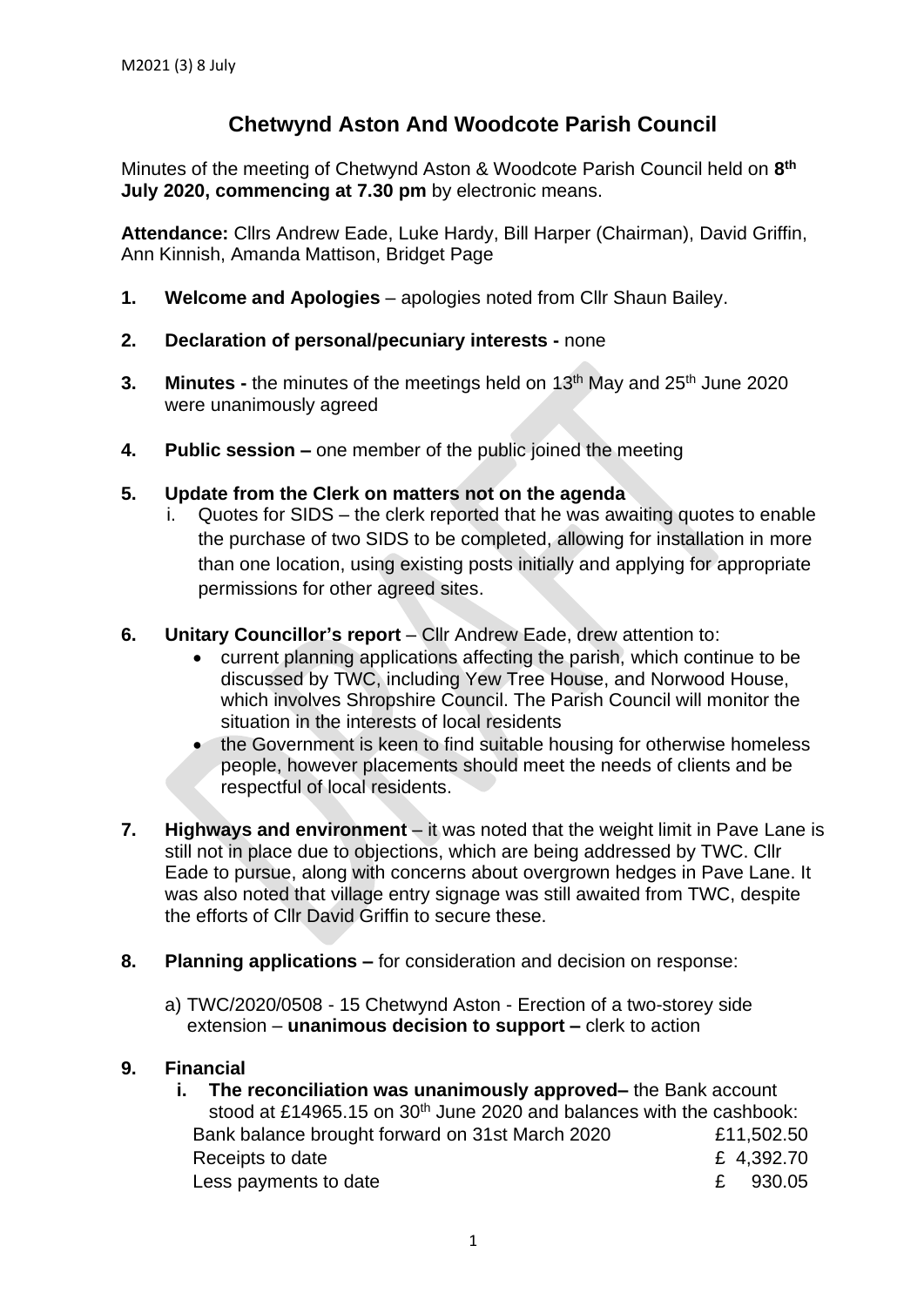M2021 (3) 8 July

# Chetwynd Aston And Woodcote Parish Council

Minutes of the meeting of Chetwynd Aston & Woodcote Parish Council held on **8th July 2020, commencing at 7.30 pm** by electronic means.

**Attendance:** Cllrs Andrew Eade, Luke Hardy, Bill Harper (Chairman), David Griffin, Ann Kinnish, Amanda Mattison, Bridget Page

1. **Welcome and Apologies** – apologies noted from Cllr Shaun Bailey.

2. **Declaration of personal/pecuniary interests -** none

3. **Minutes -** the minutes of the meetings held on 13th May and 25th June 2020 were unanimously agreed

4. **Public session –** one member of the public joined the meeting

5. **Update from the Clerk on matters not on the agenda**
   i. Quotes for SIDS – the clerk reported that he was awaiting quotes to enable the purchase of two SIDS to be completed, allowing for installation in more than one location, using existing posts initially and applying for appropriate permissions for other agreed sites.

6. **Unitary Councillor's report** – Cllr Andrew Eade, drew attention to:
   - current planning applications affecting the parish, which continue to be discussed by TWC, including Yew Tree House, and Norwood House, which involves Shropshire Council. The Parish Council will monitor the situation in the interests of local residents
   - the Government is keen to find suitable housing for otherwise homeless people, however placements should meet the needs of clients and be respectful of local residents.

7. **Highways and environment** – it was noted that the weight limit in Pave Lane is still not in place due to objections, which are being addressed by TWC. Cllr Eade to pursue, along with concerns about overgrown hedges in Pave Lane. It was also noted that village entry signage was still awaited from TWC, despite the efforts of Cllr David Griffin to secure these.

8. **Planning applications –** for consideration and decision on response:

   a) TWC/2020/0508 - 15 Chetwynd Aston - Erection of a two-storey side extension – **unanimous decision to support –** clerk to action

9. **Financial**
   i. **The reconciliation was unanimously approved–** the Bank account stood at £14965.15 on 30th June 2020 and balances with the cashbook:

| | |
|---|---|
| Bank balance brought forward on 31st March 2020 | £11,502.50 |
| Receipts to date | £ 4,392.70 |
| Less payments to date | £ 930.05 |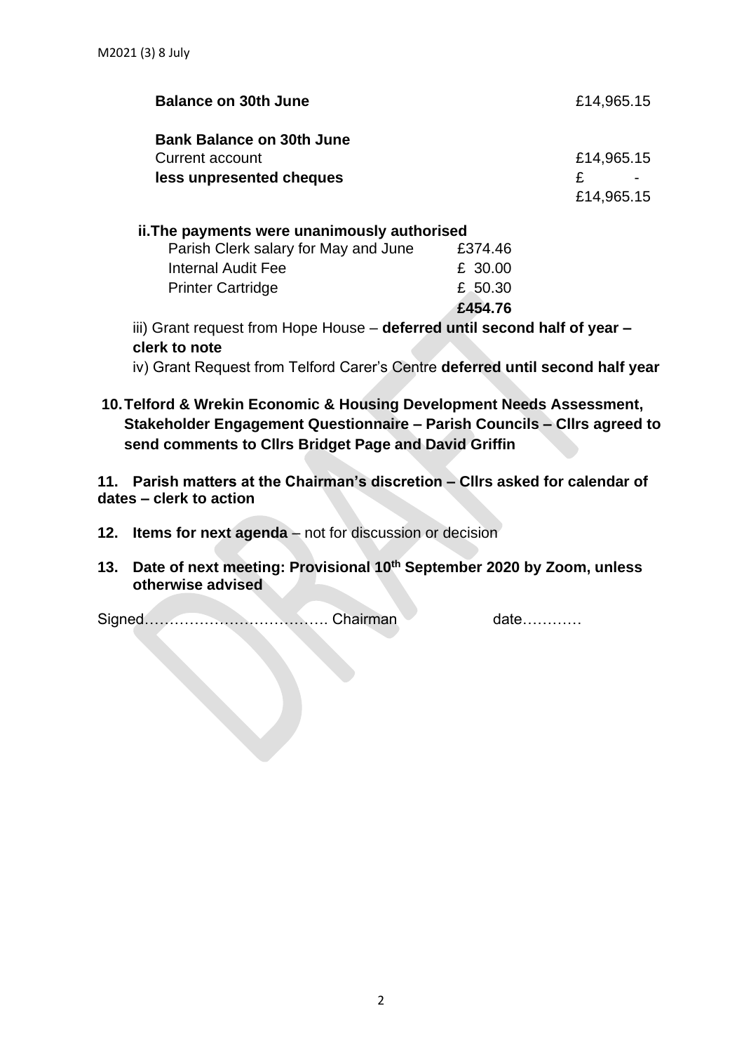| | |
|---|---|
| **Balance on 30th June** | £14,965.15 |
| **Bank Balance on 30th June** | |
| Current account | £14,965.15 |
| **less unpresented cheques** | £ - |
| | £14,965.15 |

**ii.The payments were unanimously authorised**

| | |
|---|---|
| Parish Clerk salary for May and June | £374.46 |
| Internal Audit Fee | £ 30.00 |
| Printer Cartridge | £ 50.30 |
| | **£454.76** |

iii) Grant request from Hope House – **deferred until second half of year – clerk to note**

iv) Grant Request from Telford Carer's Centre **deferred until second half year**

**10. Telford & Wrekin Economic & Housing Development Needs Assessment, Stakeholder Engagement Questionnaire – Parish Councils – Cllrs agreed to send comments to Cllrs Bridget Page and David Griffin**

**11. Parish matters at the Chairman's discretion – Cllrs asked for calendar of dates – clerk to action**

**12. Items for next agenda** – not for discussion or decision

**13. Date of next meeting: Provisional 10th September 2020 by Zoom, unless otherwise advised**

Signed………………………………. Chairman date…………